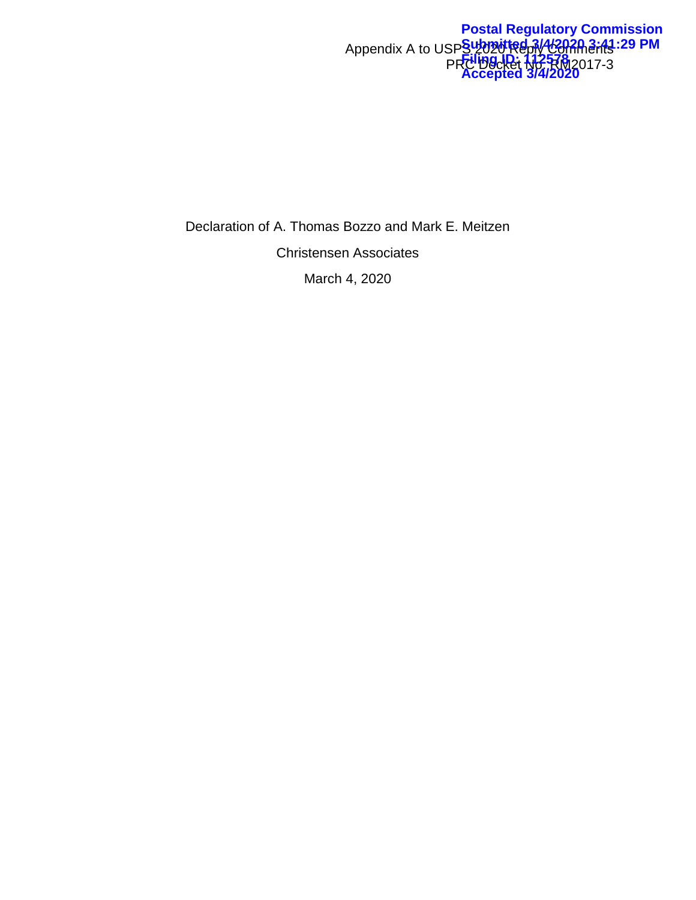Appendix A to USPS 2020 Reply Comments
PRC Docket No. RM2017-3

Declaration of A. Thomas Bozzo and Mark E. Meitzen

Christensen Associates

March 4, 2020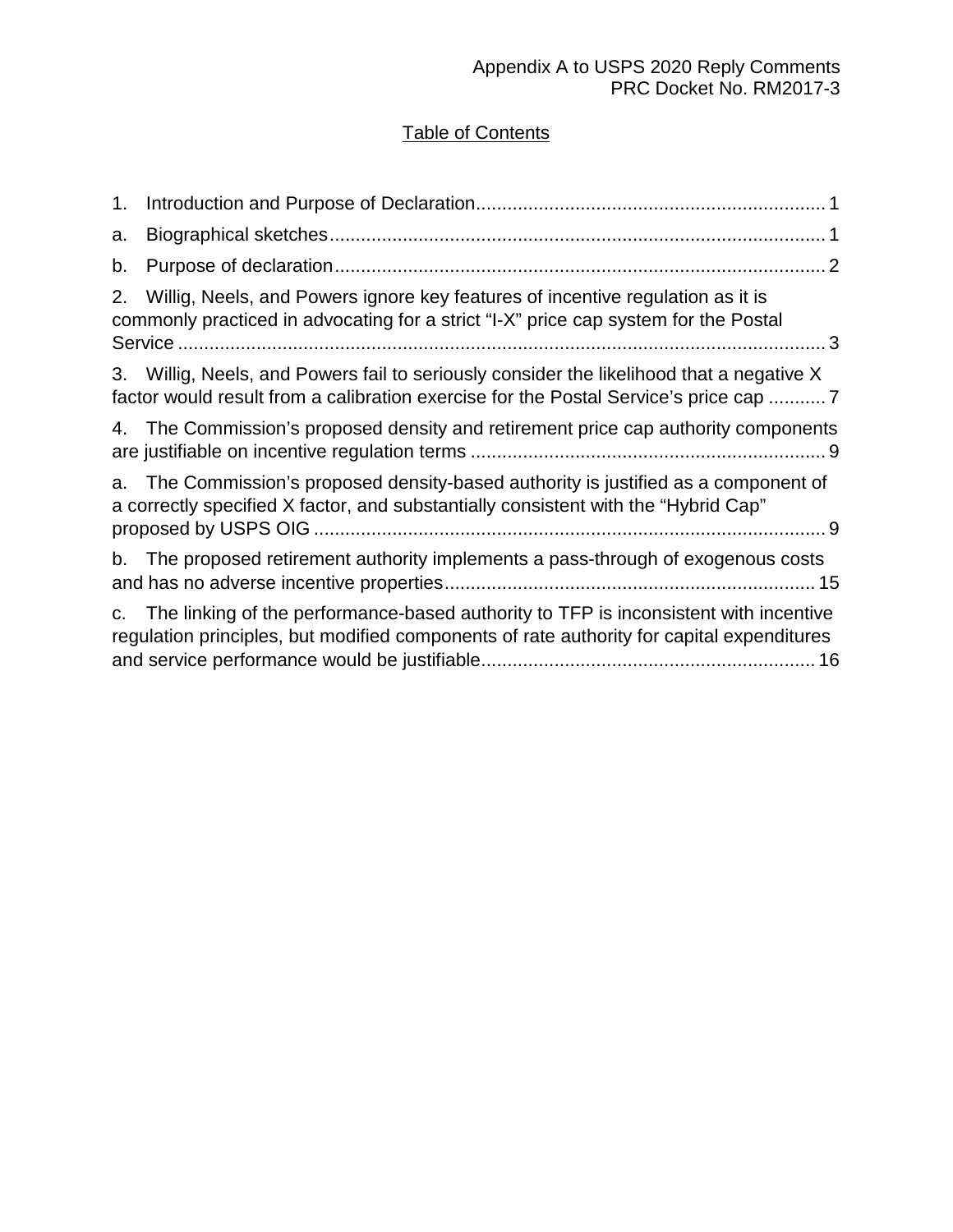## Table of Contents

1. Introduction and Purpose of Declaration .......... 1

a. Biographical sketches .......... 1

b. Purpose of declaration .......... 2

2. Willig, Neels, and Powers ignore key features of incentive regulation as it is commonly practiced in advocating for a strict “I-X” price cap system for the Postal Service .......... 3

3. Willig, Neels, and Powers fail to seriously consider the likelihood that a negative X factor would result from a calibration exercise for the Postal Service’s price cap .......... 7

4. The Commission’s proposed density and retirement price cap authority components are justifiable on incentive regulation terms .......... 9

a. The Commission’s proposed density-based authority is justified as a component of a correctly specified X factor, and substantially consistent with the “Hybrid Cap” proposed by USPS OIG .......... 9

b. The proposed retirement authority implements a pass-through of exogenous costs and has no adverse incentive properties .......... 15

c. The linking of the performance-based authority to TFP is inconsistent with incentive regulation principles, but modified components of rate authority for capital expenditures and service performance would be justifiable .......... 16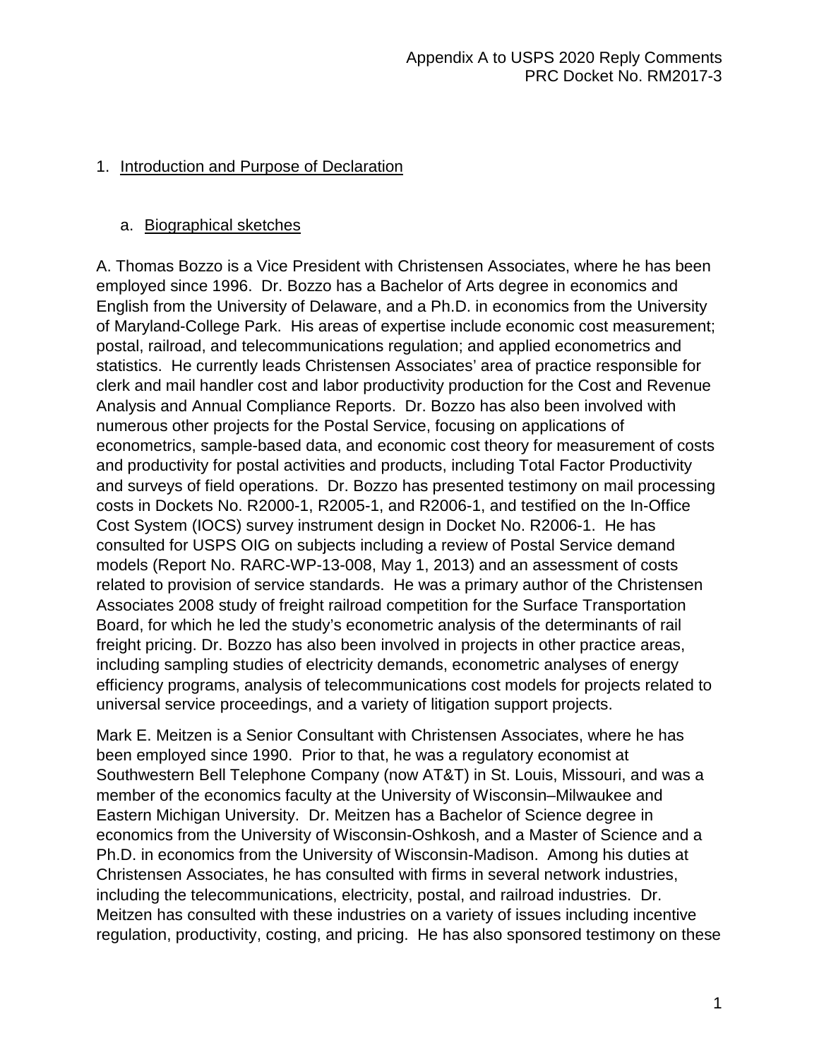## 1. Introduction and Purpose of Declaration

### a. Biographical sketches

A. Thomas Bozzo is a Vice President with Christensen Associates, where he has been employed since 1996. Dr. Bozzo has a Bachelor of Arts degree in economics and English from the University of Delaware, and a Ph.D. in economics from the University of Maryland-College Park. His areas of expertise include economic cost measurement; postal, railroad, and telecommunications regulation; and applied econometrics and statistics. He currently leads Christensen Associates' area of practice responsible for clerk and mail handler cost and labor productivity production for the Cost and Revenue Analysis and Annual Compliance Reports. Dr. Bozzo has also been involved with numerous other projects for the Postal Service, focusing on applications of econometrics, sample-based data, and economic cost theory for measurement of costs and productivity for postal activities and products, including Total Factor Productivity and surveys of field operations. Dr. Bozzo has presented testimony on mail processing costs in Dockets No. R2000-1, R2005-1, and R2006-1, and testified on the In-Office Cost System (IOCS) survey instrument design in Docket No. R2006-1. He has consulted for USPS OIG on subjects including a review of Postal Service demand models (Report No. RARC-WP-13-008, May 1, 2013) and an assessment of costs related to provision of service standards. He was a primary author of the Christensen Associates 2008 study of freight railroad competition for the Surface Transportation Board, for which he led the study's econometric analysis of the determinants of rail freight pricing. Dr. Bozzo has also been involved in projects in other practice areas, including sampling studies of electricity demands, econometric analyses of energy efficiency programs, analysis of telecommunications cost models for projects related to universal service proceedings, and a variety of litigation support projects.

Mark E. Meitzen is a Senior Consultant with Christensen Associates, where he has been employed since 1990. Prior to that, he was a regulatory economist at Southwestern Bell Telephone Company (now AT&T) in St. Louis, Missouri, and was a member of the economics faculty at the University of Wisconsin–Milwaukee and Eastern Michigan University. Dr. Meitzen has a Bachelor of Science degree in economics from the University of Wisconsin-Oshkosh, and a Master of Science and a Ph.D. in economics from the University of Wisconsin-Madison. Among his duties at Christensen Associates, he has consulted with firms in several network industries, including the telecommunications, electricity, postal, and railroad industries. Dr. Meitzen has consulted with these industries on a variety of issues including incentive regulation, productivity, costing, and pricing. He has also sponsored testimony on these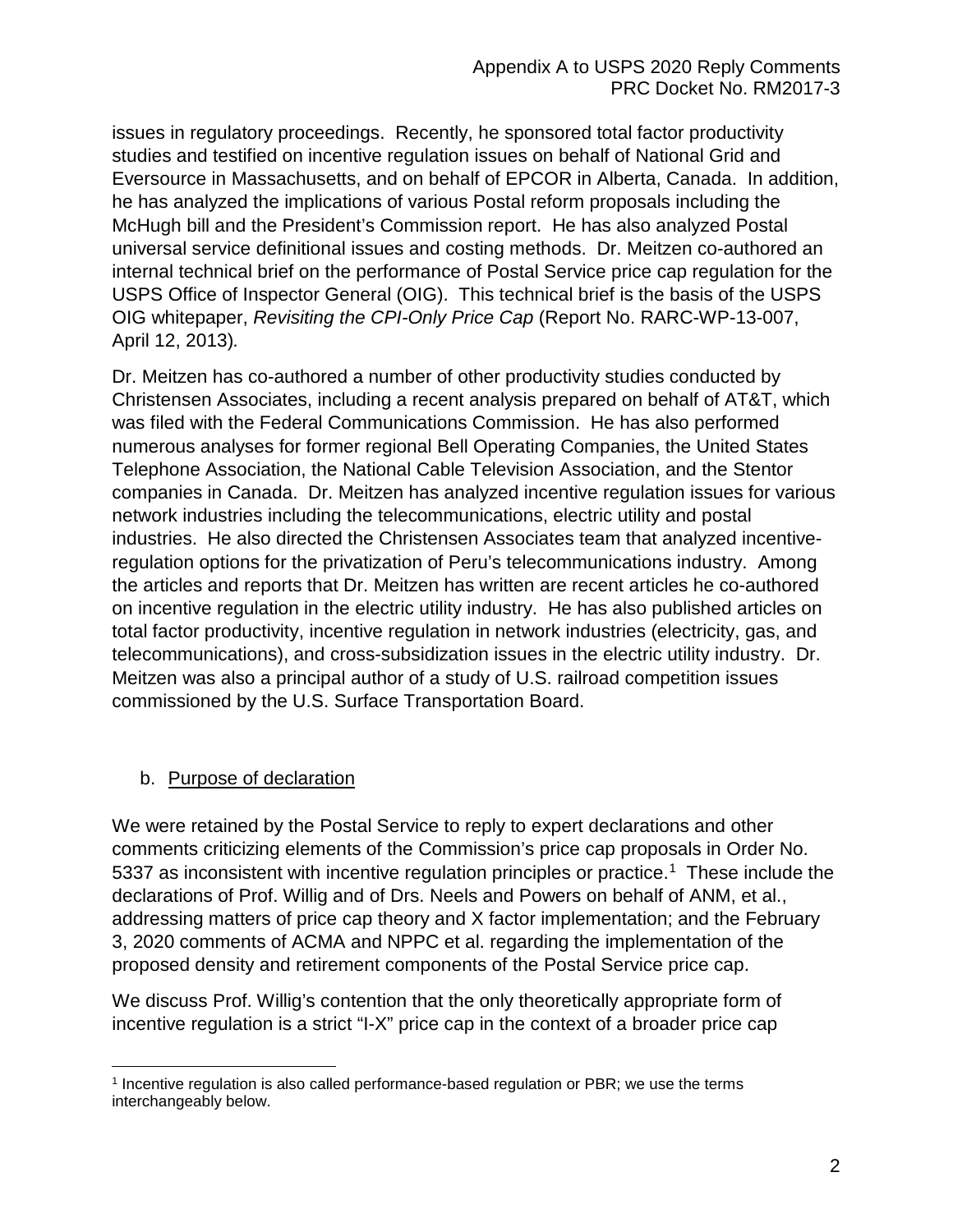issues in regulatory proceedings. Recently, he sponsored total factor productivity studies and testified on incentive regulation issues on behalf of National Grid and Eversource in Massachusetts, and on behalf of EPCOR in Alberta, Canada. In addition, he has analyzed the implications of various Postal reform proposals including the McHugh bill and the President's Commission report. He has also analyzed Postal universal service definitional issues and costing methods. Dr. Meitzen co-authored an internal technical brief on the performance of Postal Service price cap regulation for the USPS Office of Inspector General (OIG). This technical brief is the basis of the USPS OIG whitepaper, *Revisiting the CPI-Only Price Cap* (Report No. RARC-WP-13-007, April 12, 2013).

Dr. Meitzen has co-authored a number of other productivity studies conducted by Christensen Associates, including a recent analysis prepared on behalf of AT&T, which was filed with the Federal Communications Commission. He has also performed numerous analyses for former regional Bell Operating Companies, the United States Telephone Association, the National Cable Television Association, and the Stentor companies in Canada. Dr. Meitzen has analyzed incentive regulation issues for various network industries including the telecommunications, electric utility and postal industries. He also directed the Christensen Associates team that analyzed incentive-regulation options for the privatization of Peru's telecommunications industry. Among the articles and reports that Dr. Meitzen has written are recent articles he co-authored on incentive regulation in the electric utility industry. He has also published articles on total factor productivity, incentive regulation in network industries (electricity, gas, and telecommunications), and cross-subsidization issues in the electric utility industry. Dr. Meitzen was also a principal author of a study of U.S. railroad competition issues commissioned by the U.S. Surface Transportation Board.

b. Purpose of declaration

We were retained by the Postal Service to reply to expert declarations and other comments criticizing elements of the Commission's price cap proposals in Order No. 5337 as inconsistent with incentive regulation principles or practice.[1] These include the declarations of Prof. Willig and of Drs. Neels and Powers on behalf of ANM, et al., addressing matters of price cap theory and X factor implementation; and the February 3, 2020 comments of ACMA and NPPC et al. regarding the implementation of the proposed density and retirement components of the Postal Service price cap.

We discuss Prof. Willig's contention that the only theoretically appropriate form of incentive regulation is a strict "I-X" price cap in the context of a broader price cap

[1] Incentive regulation is also called performance-based regulation or PBR; we use the terms interchangeably below.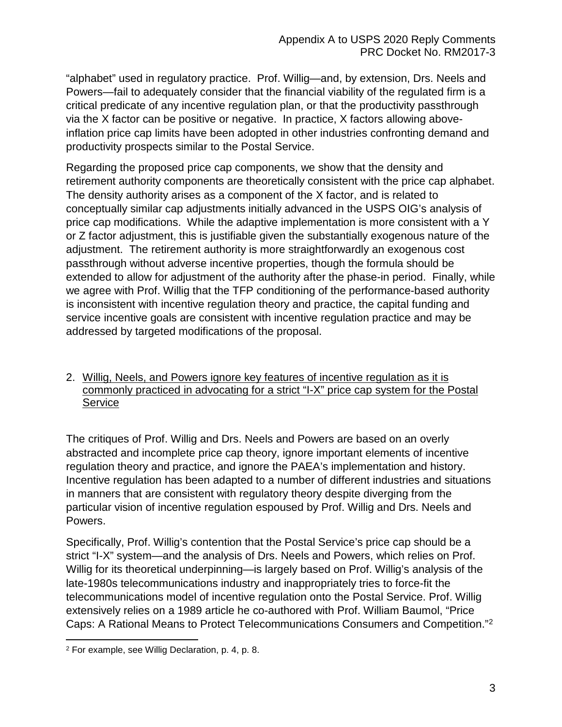"alphabet" used in regulatory practice. Prof. Willig—and, by extension, Drs. Neels and Powers—fail to adequately consider that the financial viability of the regulated firm is a critical predicate of any incentive regulation plan, or that the productivity passthrough via the X factor can be positive or negative. In practice, X factors allowing above-inflation price cap limits have been adopted in other industries confronting demand and productivity prospects similar to the Postal Service.

Regarding the proposed price cap components, we show that the density and retirement authority components are theoretically consistent with the price cap alphabet. The density authority arises as a component of the X factor, and is related to conceptually similar cap adjustments initially advanced in the USPS OIG's analysis of price cap modifications. While the adaptive implementation is more consistent with a Y or Z factor adjustment, this is justifiable given the substantially exogenous nature of the adjustment. The retirement authority is more straightforwardly an exogenous cost passthrough without adverse incentive properties, though the formula should be extended to allow for adjustment of the authority after the phase-in period. Finally, while we agree with Prof. Willig that the TFP conditioning of the performance-based authority is inconsistent with incentive regulation theory and practice, the capital funding and service incentive goals are consistent with incentive regulation practice and may be addressed by targeted modifications of the proposal.

## 2. Willig, Neels, and Powers ignore key features of incentive regulation as it is commonly practiced in advocating for a strict "I-X" price cap system for the Postal Service

The critiques of Prof. Willig and Drs. Neels and Powers are based on an overly abstracted and incomplete price cap theory, ignore important elements of incentive regulation theory and practice, and ignore the PAEA's implementation and history. Incentive regulation has been adapted to a number of different industries and situations in manners that are consistent with regulatory theory despite diverging from the particular vision of incentive regulation espoused by Prof. Willig and Drs. Neels and Powers.

Specifically, Prof. Willig's contention that the Postal Service's price cap should be a strict "I-X" system—and the analysis of Drs. Neels and Powers, which relies on Prof. Willig for its theoretical underpinning—is largely based on Prof. Willig's analysis of the late-1980s telecommunications industry and inappropriately tries to force-fit the telecommunications model of incentive regulation onto the Postal Service. Prof. Willig extensively relies on a 1989 article he co-authored with Prof. William Baumol, "Price Caps: A Rational Means to Protect Telecommunications Consumers and Competition."[2]

[2] For example, see Willig Declaration, p. 4, p. 8.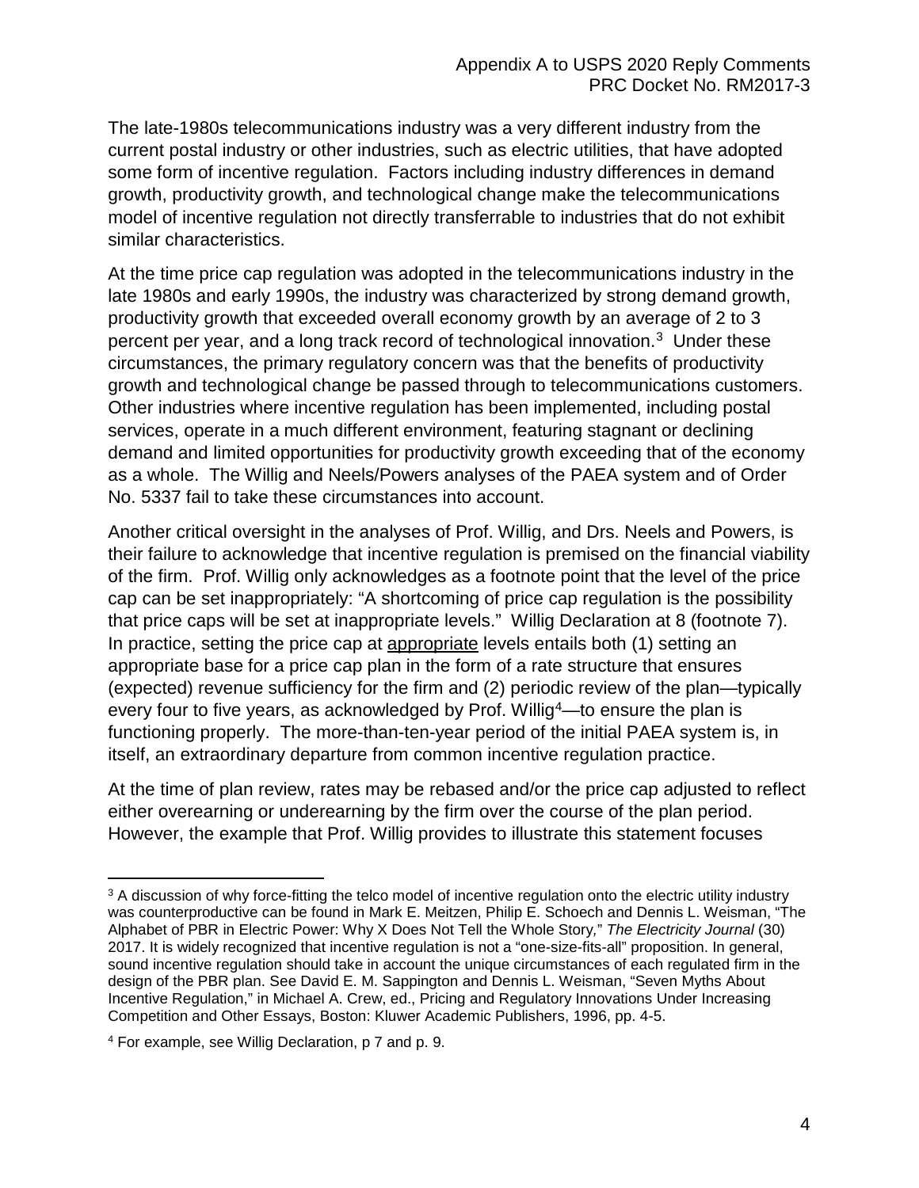The late-1980s telecommunications industry was a very different industry from the current postal industry or other industries, such as electric utilities, that have adopted some form of incentive regulation. Factors including industry differences in demand growth, productivity growth, and technological change make the telecommunications model of incentive regulation not directly transferrable to industries that do not exhibit similar characteristics.

At the time price cap regulation was adopted in the telecommunications industry in the late 1980s and early 1990s, the industry was characterized by strong demand growth, productivity growth that exceeded overall economy growth by an average of 2 to 3 percent per year, and a long track record of technological innovation.[3] Under these circumstances, the primary regulatory concern was that the benefits of productivity growth and technological change be passed through to telecommunications customers. Other industries where incentive regulation has been implemented, including postal services, operate in a much different environment, featuring stagnant or declining demand and limited opportunities for productivity growth exceeding that of the economy as a whole. The Willig and Neels/Powers analyses of the PAEA system and of Order No. 5337 fail to take these circumstances into account.

Another critical oversight in the analyses of Prof. Willig, and Drs. Neels and Powers, is their failure to acknowledge that incentive regulation is premised on the financial viability of the firm. Prof. Willig only acknowledges as a footnote point that the level of the price cap can be set inappropriately: "A shortcoming of price cap regulation is the possibility that price caps will be set at inappropriate levels." Willig Declaration at 8 (footnote 7). In practice, setting the price cap at <u>appropriate</u> levels entails both (1) setting an appropriate base for a price cap plan in the form of a rate structure that ensures (expected) revenue sufficiency for the firm and (2) periodic review of the plan—typically every four to five years, as acknowledged by Prof. Willig[4]—to ensure the plan is functioning properly. The more-than-ten-year period of the initial PAEA system is, in itself, an extraordinary departure from common incentive regulation practice.

At the time of plan review, rates may be rebased and/or the price cap adjusted to reflect either overearning or underearning by the firm over the course of the plan period. However, the example that Prof. Willig provides to illustrate this statement focuses

---

[3] A discussion of why force-fitting the telco model of incentive regulation onto the electric utility industry was counterproductive can be found in Mark E. Meitzen, Philip E. Schoech and Dennis L. Weisman, "The Alphabet of PBR in Electric Power: Why X Does Not Tell the Whole Story," *The Electricity Journal* (30) 2017. It is widely recognized that incentive regulation is not a "one-size-fits-all" proposition. In general, sound incentive regulation should take in account the unique circumstances of each regulated firm in the design of the PBR plan. See David E. M. Sappington and Dennis L. Weisman, "Seven Myths About Incentive Regulation," in Michael A. Crew, ed., Pricing and Regulatory Innovations Under Increasing Competition and Other Essays, Boston: Kluwer Academic Publishers, 1996, pp. 4-5.

[4] For example, see Willig Declaration, p 7 and p. 9.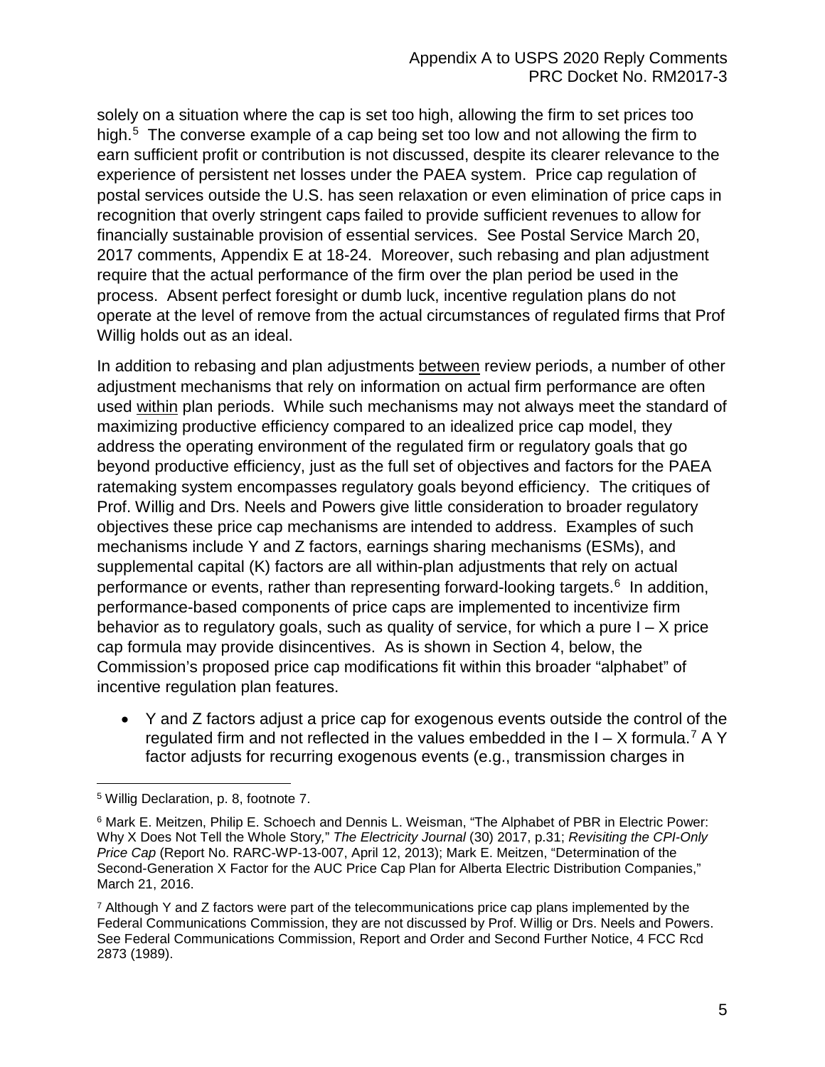solely on a situation where the cap is set too high, allowing the firm to set prices too high.[5] The converse example of a cap being set too low and not allowing the firm to earn sufficient profit or contribution is not discussed, despite its clearer relevance to the experience of persistent net losses under the PAEA system. Price cap regulation of postal services outside the U.S. has seen relaxation or even elimination of price caps in recognition that overly stringent caps failed to provide sufficient revenues to allow for financially sustainable provision of essential services. See Postal Service March 20, 2017 comments, Appendix E at 18-24. Moreover, such rebasing and plan adjustment require that the actual performance of the firm over the plan period be used in the process. Absent perfect foresight or dumb luck, incentive regulation plans do not operate at the level of remove from the actual circumstances of regulated firms that Prof Willig holds out as an ideal.

In addition to rebasing and plan adjustments <u>between</u> review periods, a number of other adjustment mechanisms that rely on information on actual firm performance are often used <u>within</u> plan periods. While such mechanisms may not always meet the standard of maximizing productive efficiency compared to an idealized price cap model, they address the operating environment of the regulated firm or regulatory goals that go beyond productive efficiency, just as the full set of objectives and factors for the PAEA ratemaking system encompasses regulatory goals beyond efficiency. The critiques of Prof. Willig and Drs. Neels and Powers give little consideration to broader regulatory objectives these price cap mechanisms are intended to address. Examples of such mechanisms include Y and Z factors, earnings sharing mechanisms (ESMs), and supplemental capital (K) factors are all within-plan adjustments that rely on actual performance or events, rather than representing forward-looking targets.[6] In addition, performance-based components of price caps are implemented to incentivize firm behavior as to regulatory goals, such as quality of service, for which a pure I – X price cap formula may provide disincentives. As is shown in Section 4, below, the Commission's proposed price cap modifications fit within this broader "alphabet" of incentive regulation plan features.

- Y and Z factors adjust a price cap for exogenous events outside the control of the regulated firm and not reflected in the values embedded in the I – X formula.[7] A Y factor adjusts for recurring exogenous events (e.g., transmission charges in

---

[5] Willig Declaration, p. 8, footnote 7.

[6] Mark E. Meitzen, Philip E. Schoech and Dennis L. Weisman, "The Alphabet of PBR in Electric Power: Why X Does Not Tell the Whole Story," *The Electricity Journal* (30) 2017, p.31; *Revisiting the CPI-Only Price Cap* (Report No. RARC-WP-13-007, April 12, 2013); Mark E. Meitzen, "Determination of the Second-Generation X Factor for the AUC Price Cap Plan for Alberta Electric Distribution Companies," March 21, 2016.

[7] Although Y and Z factors were part of the telecommunications price cap plans implemented by the Federal Communications Commission, they are not discussed by Prof. Willig or Drs. Neels and Powers. See Federal Communications Commission, Report and Order and Second Further Notice, 4 FCC Rcd 2873 (1989).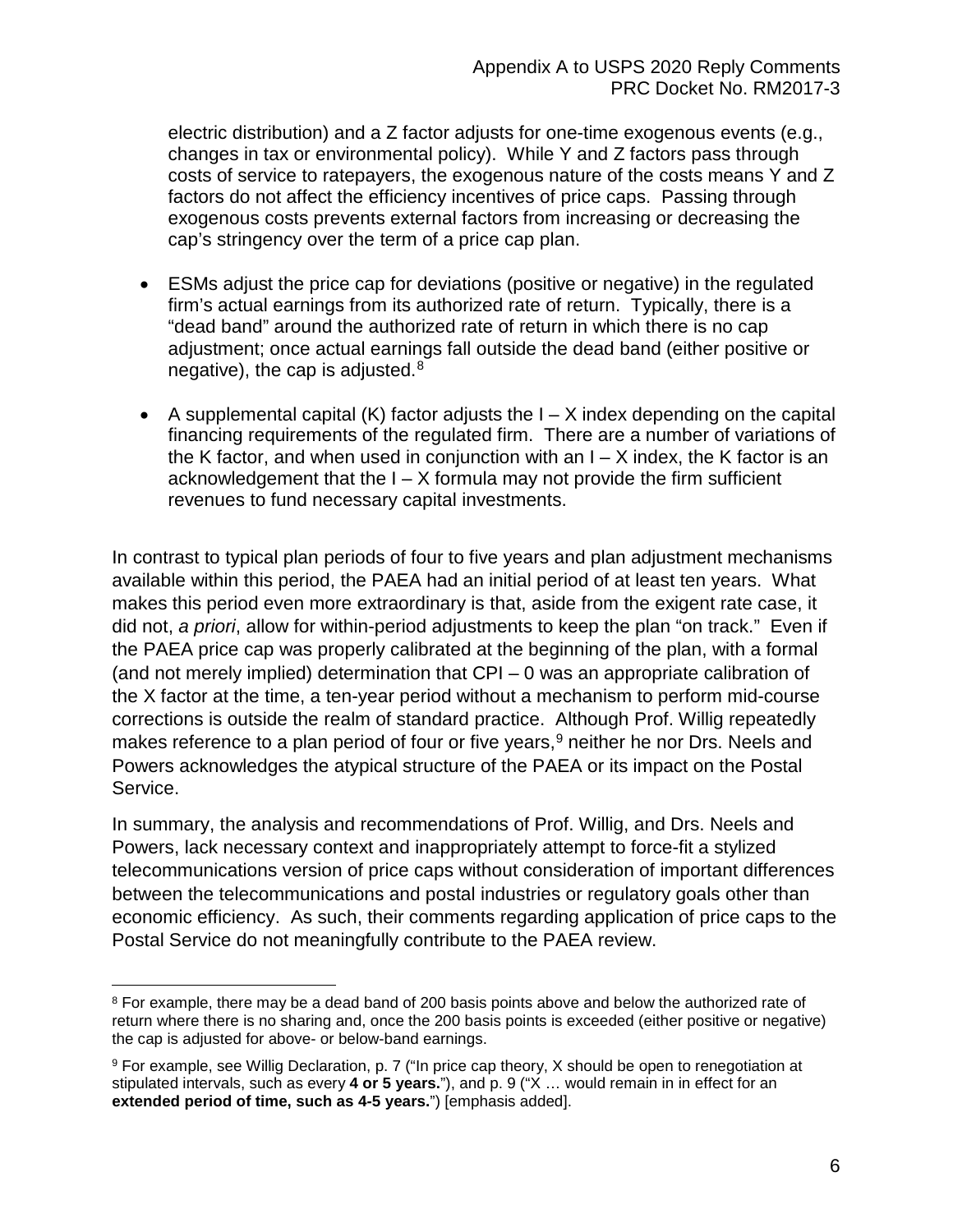electric distribution) and a Z factor adjusts for one-time exogenous events (e.g., changes in tax or environmental policy). While Y and Z factors pass through costs of service to ratepayers, the exogenous nature of the costs means Y and Z factors do not affect the efficiency incentives of price caps. Passing through exogenous costs prevents external factors from increasing or decreasing the cap's stringency over the term of a price cap plan.

- ESMs adjust the price cap for deviations (positive or negative) in the regulated firm's actual earnings from its authorized rate of return. Typically, there is a "dead band" around the authorized rate of return in which there is no cap adjustment; once actual earnings fall outside the dead band (either positive or negative), the cap is adjusted.[8]
- A supplemental capital (K) factor adjusts the I – X index depending on the capital financing requirements of the regulated firm. There are a number of variations of the K factor, and when used in conjunction with an I – X index, the K factor is an acknowledgement that the I – X formula may not provide the firm sufficient revenues to fund necessary capital investments.

In contrast to typical plan periods of four to five years and plan adjustment mechanisms available within this period, the PAEA had an initial period of at least ten years. What makes this period even more extraordinary is that, aside from the exigent rate case, it did not, *a priori*, allow for within-period adjustments to keep the plan "on track." Even if the PAEA price cap was properly calibrated at the beginning of the plan, with a formal (and not merely implied) determination that CPI – 0 was an appropriate calibration of the X factor at the time, a ten-year period without a mechanism to perform mid-course corrections is outside the realm of standard practice. Although Prof. Willig repeatedly makes reference to a plan period of four or five years,[9] neither he nor Drs. Neels and Powers acknowledges the atypical structure of the PAEA or its impact on the Postal Service.

In summary, the analysis and recommendations of Prof. Willig, and Drs. Neels and Powers, lack necessary context and inappropriately attempt to force-fit a stylized telecommunications version of price caps without consideration of important differences between the telecommunications and postal industries or regulatory goals other than economic efficiency. As such, their comments regarding application of price caps to the Postal Service do not meaningfully contribute to the PAEA review.

---

[8] For example, there may be a dead band of 200 basis points above and below the authorized rate of return where there is no sharing and, once the 200 basis points is exceeded (either positive or negative) the cap is adjusted for above- or below-band earnings.

[9] For example, see Willig Declaration, p. 7 ("In price cap theory, X should be open to renegotiation at stipulated intervals, such as every **4 or 5 years.**"), and p. 9 ("X … would remain in in effect for an **extended period of time, such as 4-5 years.**") [emphasis added].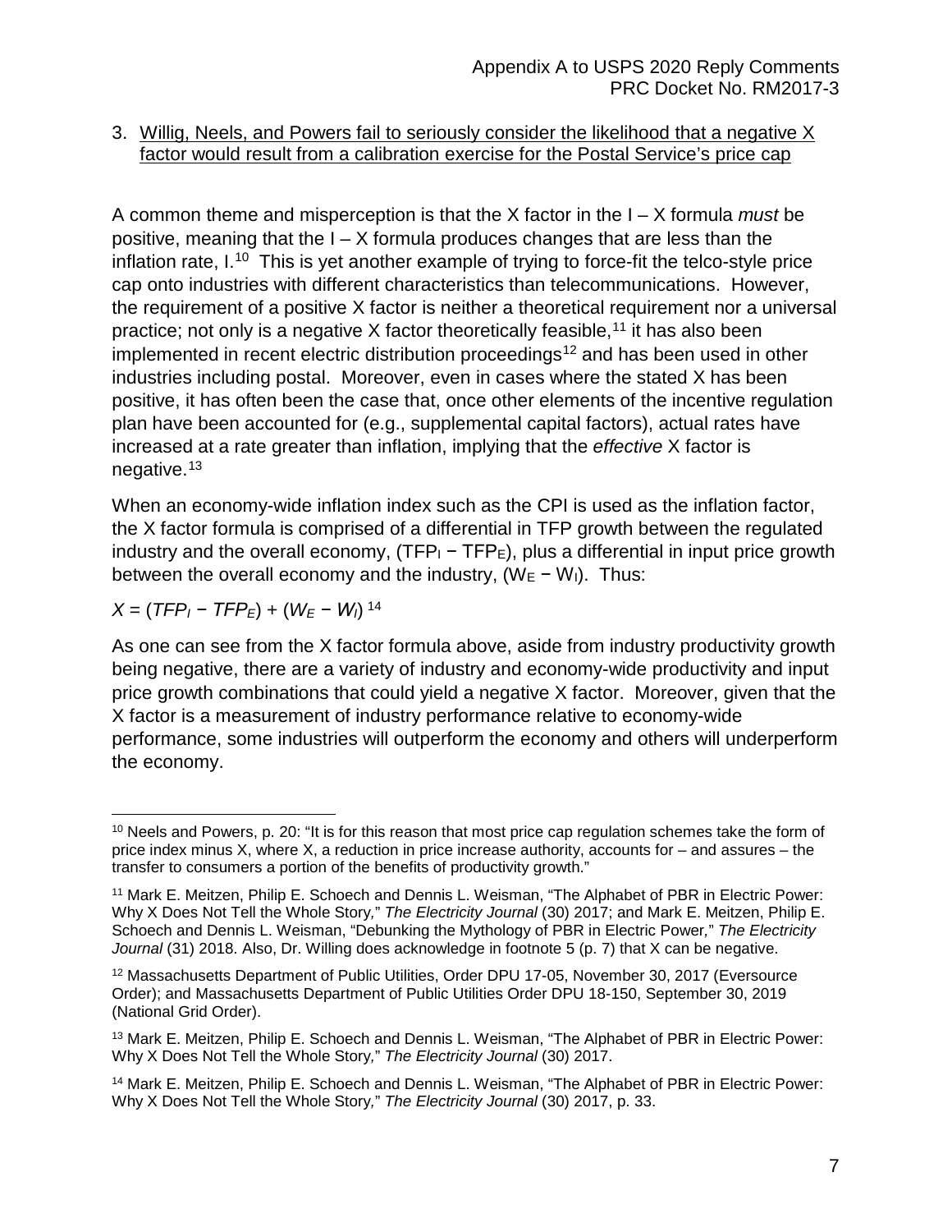3. Willig, Neels, and Powers fail to seriously consider the likelihood that a negative X factor would result from a calibration exercise for the Postal Service's price cap

A common theme and misperception is that the X factor in the I – X formula *must* be positive, meaning that the I – X formula produces changes that are less than the inflation rate, I.[10] This is yet another example of trying to force-fit the telco-style price cap onto industries with different characteristics than telecommunications. However, the requirement of a positive X factor is neither a theoretical requirement nor a universal practice; not only is a negative X factor theoretically feasible,[11] it has also been implemented in recent electric distribution proceedings[12] and has been used in other industries including postal. Moreover, even in cases where the stated X has been positive, it has often been the case that, once other elements of the incentive regulation plan have been accounted for (e.g., supplemental capital factors), actual rates have increased at a rate greater than inflation, implying that the *effective* X factor is negative.[13]

When an economy-wide inflation index such as the CPI is used as the inflation factor, the X factor formula is comprised of a differential in TFP growth between the regulated industry and the overall economy, ($TFP_I - TFP_E$), plus a differential in input price growth between the overall economy and the industry, ($W_E - W_I$). Thus:

$$X = (TFP_I - TFP_E) + (W_E - W_I)$$ [14]

As one can see from the X factor formula above, aside from industry productivity growth being negative, there are a variety of industry and economy-wide productivity and input price growth combinations that could yield a negative X factor. Moreover, given that the X factor is a measurement of industry performance relative to economy-wide performance, some industries will outperform the economy and others will underperform the economy.

---

[10] Neels and Powers, p. 20: "It is for this reason that most price cap regulation schemes take the form of price index minus X, where X, a reduction in price increase authority, accounts for – and assures – the transfer to consumers a portion of the benefits of productivity growth."

[11] Mark E. Meitzen, Philip E. Schoech and Dennis L. Weisman, "The Alphabet of PBR in Electric Power: Why X Does Not Tell the Whole Story," *The Electricity Journal* (30) 2017; and Mark E. Meitzen, Philip E. Schoech and Dennis L. Weisman, "Debunking the Mythology of PBR in Electric Power," *The Electricity Journal* (31) 2018. Also, Dr. Willing does acknowledge in footnote 5 (p. 7) that X can be negative.

[12] Massachusetts Department of Public Utilities, Order DPU 17-05, November 30, 2017 (Eversource Order); and Massachusetts Department of Public Utilities Order DPU 18-150, September 30, 2019 (National Grid Order).

[13] Mark E. Meitzen, Philip E. Schoech and Dennis L. Weisman, "The Alphabet of PBR in Electric Power: Why X Does Not Tell the Whole Story," *The Electricity Journal* (30) 2017.

[14] Mark E. Meitzen, Philip E. Schoech and Dennis L. Weisman, "The Alphabet of PBR in Electric Power: Why X Does Not Tell the Whole Story," *The Electricity Journal* (30) 2017, p. 33.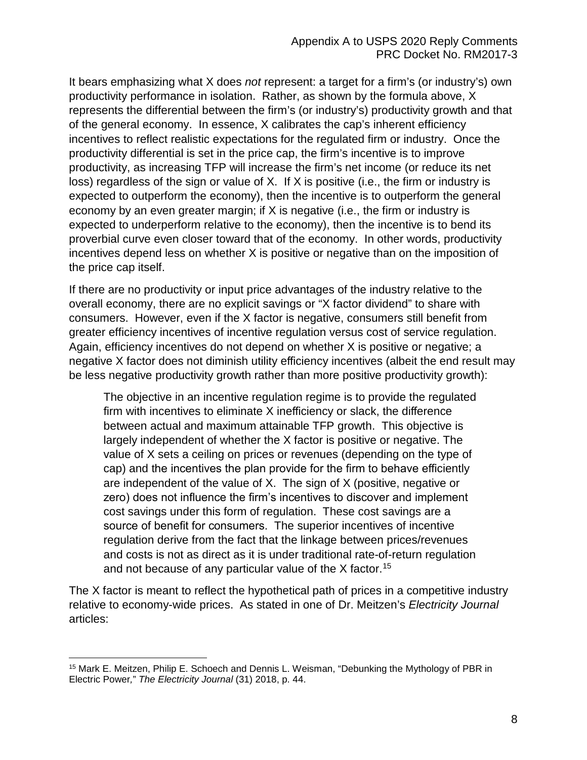It bears emphasizing what X does *not* represent: a target for a firm's (or industry's) own productivity performance in isolation. Rather, as shown by the formula above, X represents the differential between the firm's (or industry's) productivity growth and that of the general economy. In essence, X calibrates the cap's inherent efficiency incentives to reflect realistic expectations for the regulated firm or industry. Once the productivity differential is set in the price cap, the firm's incentive is to improve productivity, as increasing TFP will increase the firm's net income (or reduce its net loss) regardless of the sign or value of X. If X is positive (i.e., the firm or industry is expected to outperform the economy), then the incentive is to outperform the general economy by an even greater margin; if X is negative (i.e., the firm or industry is expected to underperform relative to the economy), then the incentive is to bend its proverbial curve even closer toward that of the economy. In other words, productivity incentives depend less on whether X is positive or negative than on the imposition of the price cap itself.

If there are no productivity or input price advantages of the industry relative to the overall economy, there are no explicit savings or "X factor dividend" to share with consumers. However, even if the X factor is negative, consumers still benefit from greater efficiency incentives of incentive regulation versus cost of service regulation. Again, efficiency incentives do not depend on whether X is positive or negative; a negative X factor does not diminish utility efficiency incentives (albeit the end result may be less negative productivity growth rather than more positive productivity growth):

> The objective in an incentive regulation regime is to provide the regulated firm with incentives to eliminate X inefficiency or slack, the difference between actual and maximum attainable TFP growth. This objective is largely independent of whether the X factor is positive or negative. The value of X sets a ceiling on prices or revenues (depending on the type of cap) and the incentives the plan provide for the firm to behave efficiently are independent of the value of X. The sign of X (positive, negative or zero) does not influence the firm's incentives to discover and implement cost savings under this form of regulation. These cost savings are a source of benefit for consumers. The superior incentives of incentive regulation derive from the fact that the linkage between prices/revenues and costs is not as direct as it is under traditional rate-of-return regulation and not because of any particular value of the X factor.[15]

The X factor is meant to reflect the hypothetical path of prices in a competitive industry relative to economy-wide prices. As stated in one of Dr. Meitzen's *Electricity Journal* articles:

---

[15] Mark E. Meitzen, Philip E. Schoech and Dennis L. Weisman, "Debunking the Mythology of PBR in Electric Power," *The Electricity Journal* (31) 2018, p. 44.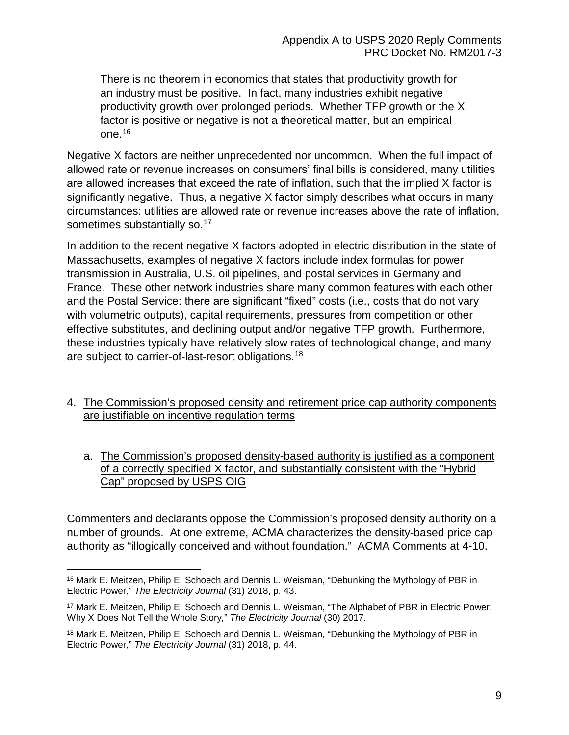> There is no theorem in economics that states that productivity growth for an industry must be positive. In fact, many industries exhibit negative productivity growth over prolonged periods. Whether TFP growth or the X factor is positive or negative is not a theoretical matter, but an empirical one.[16]

Negative X factors are neither unprecedented nor uncommon. When the full impact of allowed rate or revenue increases on consumers' final bills is considered, many utilities are allowed increases that exceed the rate of inflation, such that the implied X factor is significantly negative. Thus, a negative X factor simply describes what occurs in many circumstances: utilities are allowed rate or revenue increases above the rate of inflation, sometimes substantially so.[17]

In addition to the recent negative X factors adopted in electric distribution in the state of Massachusetts, examples of negative X factors include index formulas for power transmission in Australia, U.S. oil pipelines, and postal services in Germany and France. These other network industries share many common features with each other and the Postal Service: there are significant "fixed" costs (i.e., costs that do not vary with volumetric outputs), capital requirements, pressures from competition or other effective substitutes, and declining output and/or negative TFP growth. Furthermore, these industries typically have relatively slow rates of technological change, and many are subject to carrier-of-last-resort obligations.[18]

4. <u>The Commission's proposed density and retirement price cap authority components are justifiable on incentive regulation terms</u>

   a. <u>The Commission's proposed density-based authority is justified as a component of a correctly specified X factor, and substantially consistent with the "Hybrid Cap" proposed by USPS OIG</u>

Commenters and declarants oppose the Commission's proposed density authority on a number of grounds. At one extreme, ACMA characterizes the density-based price cap authority as "illogically conceived and without foundation." ACMA Comments at 4-10.

---

[16] Mark E. Meitzen, Philip E. Schoech and Dennis L. Weisman, "Debunking the Mythology of PBR in Electric Power," *The Electricity Journal* (31) 2018, p. 43.

[17] Mark E. Meitzen, Philip E. Schoech and Dennis L. Weisman, "The Alphabet of PBR in Electric Power: Why X Does Not Tell the Whole Story," *The Electricity Journal* (30) 2017.

[18] Mark E. Meitzen, Philip E. Schoech and Dennis L. Weisman, "Debunking the Mythology of PBR in Electric Power," *The Electricity Journal* (31) 2018, p. 44.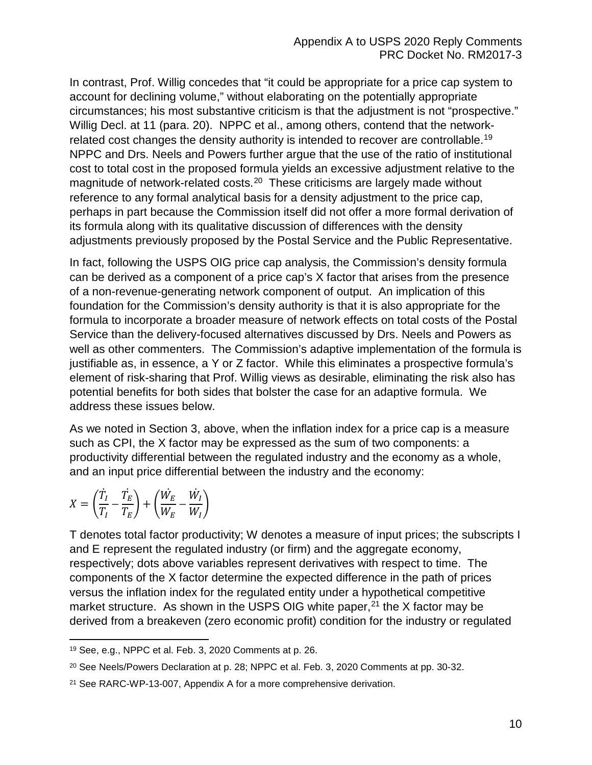In contrast, Prof. Willig concedes that "it could be appropriate for a price cap system to account for declining volume," without elaborating on the potentially appropriate circumstances; his most substantive criticism is that the adjustment is not "prospective." Willig Decl. at 11 (para. 20). NPPC et al., among others, contend that the network-related cost changes the density authority is intended to recover are controllable.[19] NPPC and Drs. Neels and Powers further argue that the use of the ratio of institutional cost to total cost in the proposed formula yields an excessive adjustment relative to the magnitude of network-related costs.[20] These criticisms are largely made without reference to any formal analytical basis for a density adjustment to the price cap, perhaps in part because the Commission itself did not offer a more formal derivation of its formula along with its qualitative discussion of differences with the density adjustments previously proposed by the Postal Service and the Public Representative.

In fact, following the USPS OIG price cap analysis, the Commission's density formula can be derived as a component of a price cap's X factor that arises from the presence of a non-revenue-generating network component of output. An implication of this foundation for the Commission's density authority is that it is also appropriate for the formula to incorporate a broader measure of network effects on total costs of the Postal Service than the delivery-focused alternatives discussed by Drs. Neels and Powers as well as other commenters. The Commission's adaptive implementation of the formula is justifiable as, in essence, a Y or Z factor. While this eliminates a prospective formula's element of risk-sharing that Prof. Willig views as desirable, eliminating the risk also has potential benefits for both sides that bolster the case for an adaptive formula. We address these issues below.

As we noted in Section 3, above, when the inflation index for a price cap is a measure such as CPI, the X factor may be expressed as the sum of two components: a productivity differential between the regulated industry and the economy as a whole, and an input price differential between the industry and the economy:

$$X = \left(\frac{\dot{T}_I}{T_I} - \frac{\dot{T}_E}{T_E}\right) + \left(\frac{\dot{W}_E}{W_E} - \frac{\dot{W}_I}{W_I}\right)$$

T denotes total factor productivity; W denotes a measure of input prices; the subscripts I and E represent the regulated industry (or firm) and the aggregate economy, respectively; dots above variables represent derivatives with respect to time. The components of the X factor determine the expected difference in the path of prices versus the inflation index for the regulated entity under a hypothetical competitive market structure. As shown in the USPS OIG white paper,[21] the X factor may be derived from a breakeven (zero economic profit) condition for the industry or regulated

---

[19] See, e.g., NPPC et al. Feb. 3, 2020 Comments at p. 26.

[20] See Neels/Powers Declaration at p. 28; NPPC et al. Feb. 3, 2020 Comments at pp. 30-32.

[21] See RARC-WP-13-007, Appendix A for a more comprehensive derivation.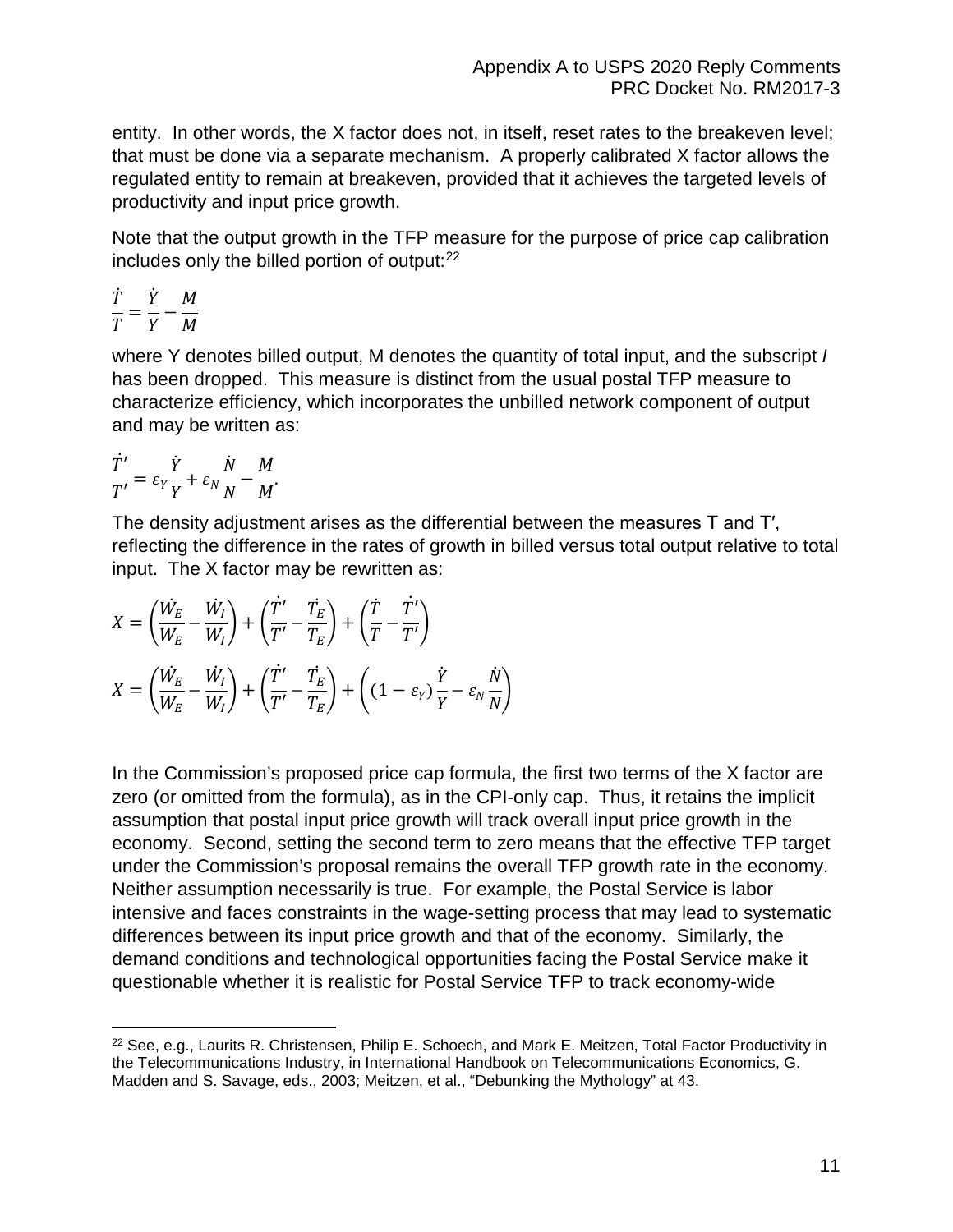entity. In other words, the X factor does not, in itself, reset rates to the breakeven level; that must be done via a separate mechanism. A properly calibrated X factor allows the regulated entity to remain at breakeven, provided that it achieves the targeted levels of productivity and input price growth.

Note that the output growth in the TFP measure for the purpose of price cap calibration includes only the billed portion of output:[22]

$$\frac{\dot{T}}{T} = \frac{\dot{Y}}{Y} - \frac{M}{M}$$

where Y denotes billed output, M denotes the quantity of total input, and the subscript *I* has been dropped. This measure is distinct from the usual postal TFP measure to characterize efficiency, which incorporates the unbilled network component of output and may be written as:

$$\frac{\dot{T}'}{T'} = \varepsilon_Y \frac{\dot{Y}}{Y} + \varepsilon_N \frac{\dot{N}}{N} - \frac{M}{M'}.$$

The density adjustment arises as the differential between the measures T and T′, reflecting the difference in the rates of growth in billed versus total output relative to total input. The X factor may be rewritten as:

$$X = \left(\frac{\dot{W}_E}{W_E} - \frac{\dot{W}_I}{W_I}\right) + \left(\frac{\dot{T}'}{T'} - \frac{\dot{T}_E}{T_E}\right) + \left(\frac{\dot{T}}{T} - \frac{\dot{T}'}{T'}\right)$$

$$X = \left(\frac{\dot{W}_E}{W_E} - \frac{\dot{W}_I}{W_I}\right) + \left(\frac{\dot{T}'}{T'} - \frac{\dot{T}_E}{T_E}\right) + \left((1 - \varepsilon_Y)\frac{\dot{Y}}{Y} - \varepsilon_N \frac{\dot{N}}{N}\right)$$

In the Commission's proposed price cap formula, the first two terms of the X factor are zero (or omitted from the formula), as in the CPI-only cap. Thus, it retains the implicit assumption that postal input price growth will track overall input price growth in the economy. Second, setting the second term to zero means that the effective TFP target under the Commission's proposal remains the overall TFP growth rate in the economy. Neither assumption necessarily is true. For example, the Postal Service is labor intensive and faces constraints in the wage-setting process that may lead to systematic differences between its input price growth and that of the economy. Similarly, the demand conditions and technological opportunities facing the Postal Service make it questionable whether it is realistic for Postal Service TFP to track economy-wide

[22] See, e.g., Laurits R. Christensen, Philip E. Schoech, and Mark E. Meitzen, Total Factor Productivity in the Telecommunications Industry, in International Handbook on Telecommunications Economics, G. Madden and S. Savage, eds., 2003; Meitzen, et al., "Debunking the Mythology" at 43.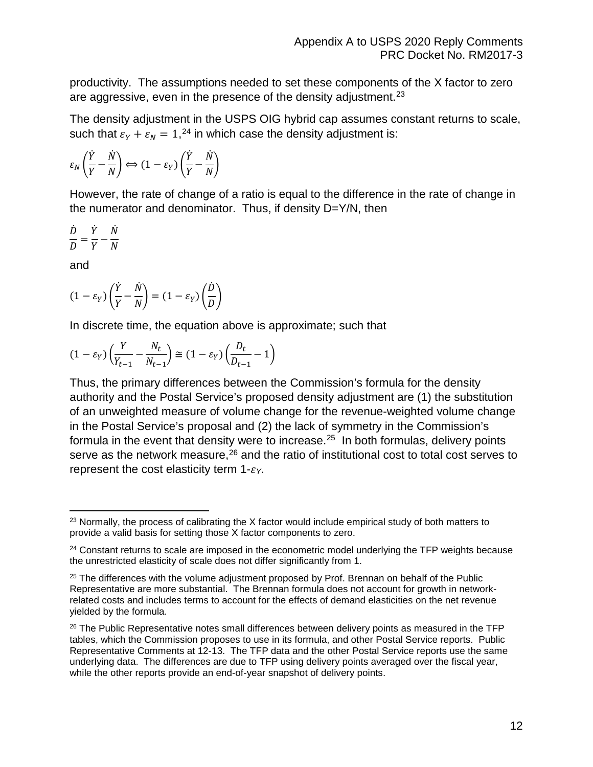productivity. The assumptions needed to set these components of the X factor to zero are aggressive, even in the presence of the density adjustment.[23]

The density adjustment in the USPS OIG hybrid cap assumes constant returns to scale, such that $\varepsilon_Y + \varepsilon_N = 1$,[24] in which case the density adjustment is:

$$\varepsilon_N\left(\frac{\dot{Y}}{Y} - \frac{\dot{N}}{N}\right) \Leftrightarrow (1 - \varepsilon_Y)\left(\frac{\dot{Y}}{Y} - \frac{\dot{N}}{N}\right)$$

However, the rate of change of a ratio is equal to the difference in the rate of change in the numerator and denominator. Thus, if density D=Y/N, then

$$\frac{\dot{D}}{D} = \frac{\dot{Y}}{Y} - \frac{\dot{N}}{N}$$

and

$$(1 - \varepsilon_Y)\left(\frac{\dot{Y}}{Y} - \frac{\dot{N}}{N}\right) = (1 - \varepsilon_Y)\left(\frac{\dot{D}}{D}\right)$$

In discrete time, the equation above is approximate; such that

$$(1 - \varepsilon_Y)\left(\frac{Y}{Y_{t-1}} - \frac{N_t}{N_{t-1}}\right) \cong (1 - \varepsilon_Y)\left(\frac{D_t}{D_{t-1}} - 1\right)$$

Thus, the primary differences between the Commission's formula for the density authority and the Postal Service's proposed density adjustment are (1) the substitution of an unweighted measure of volume change for the revenue-weighted volume change in the Postal Service's proposal and (2) the lack of symmetry in the Commission's formula in the event that density were to increase.[25] In both formulas, delivery points serve as the network measure,[26] and the ratio of institutional cost to total cost serves to represent the cost elasticity term 1-$\varepsilon_Y$.

---

[23] Normally, the process of calibrating the X factor would include empirical study of both matters to provide a valid basis for setting those X factor components to zero.

[24] Constant returns to scale are imposed in the econometric model underlying the TFP weights because the unrestricted elasticity of scale does not differ significantly from 1.

[25] The differences with the volume adjustment proposed by Prof. Brennan on behalf of the Public Representative are more substantial. The Brennan formula does not account for growth in network-related costs and includes terms to account for the effects of demand elasticities on the net revenue yielded by the formula.

[26] The Public Representative notes small differences between delivery points as measured in the TFP tables, which the Commission proposes to use in its formula, and other Postal Service reports. Public Representative Comments at 12-13. The TFP data and the other Postal Service reports use the same underlying data. The differences are due to TFP using delivery points averaged over the fiscal year, while the other reports provide an end-of-year snapshot of delivery points.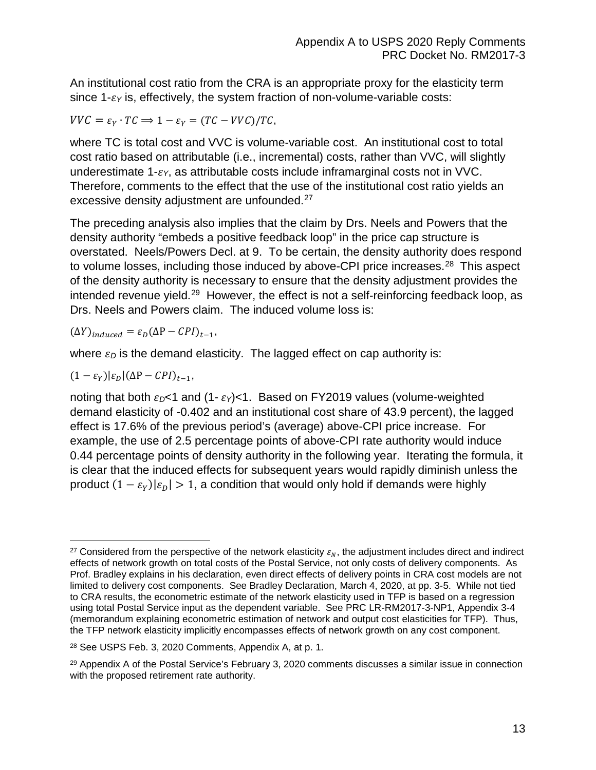An institutional cost ratio from the CRA is an appropriate proxy for the elasticity term since $1-\varepsilon_Y$ is, effectively, the system fraction of non-volume-variable costs:

$$VVC = \varepsilon_Y \cdot TC \Longrightarrow 1 - \varepsilon_Y = (TC - VVC)/TC,$$

where TC is total cost and VVC is volume-variable cost. An institutional cost to total cost ratio based on attributable (i.e., incremental) costs, rather than VVC, will slightly underestimate $1-\varepsilon_Y$, as attributable costs include inframarginal costs not in VVC. Therefore, comments to the effect that the use of the institutional cost ratio yields an excessive density adjustment are unfounded.[27]

The preceding analysis also implies that the claim by Drs. Neels and Powers that the density authority "embeds a positive feedback loop" in the price cap structure is overstated. Neels/Powers Decl. at 9. To be certain, the density authority does respond to volume losses, including those induced by above-CPI price increases.[28] This aspect of the density authority is necessary to ensure that the density adjustment provides the intended revenue yield.[29] However, the effect is not a self-reinforcing feedback loop, as Drs. Neels and Powers claim. The induced volume loss is:

$$(\Delta Y)_{induced} = \varepsilon_D(\Delta P - CPI)_{t-1},$$

where $\varepsilon_D$ is the demand elasticity. The lagged effect on cap authority is:

$$(1 - \varepsilon_Y)|\varepsilon_D|(\Delta P - CPI)_{t-1},$$

noting that both $\varepsilon_D$<1 and $(1-\varepsilon_Y)$<1. Based on FY2019 values (volume-weighted demand elasticity of -0.402 and an institutional cost share of 43.9 percent), the lagged effect is 17.6% of the previous period's (average) above-CPI price increase. For example, the use of 2.5 percentage points of above-CPI rate authority would induce 0.44 percentage points of density authority in the following year. Iterating the formula, it is clear that the induced effects for subsequent years would rapidly diminish unless the product $(1 - \varepsilon_Y)|\varepsilon_D| > 1$, a condition that would only hold if demands were highly

---

[27] Considered from the perspective of the network elasticity $\varepsilon_N$, the adjustment includes direct and indirect effects of network growth on total costs of the Postal Service, not only costs of delivery components. As Prof. Bradley explains in his declaration, even direct effects of delivery points in CRA cost models are not limited to delivery cost components. See Bradley Declaration, March 4, 2020, at pp. 3-5. While not tied to CRA results, the econometric estimate of the network elasticity used in TFP is based on a regression using total Postal Service input as the dependent variable. See PRC LR-RM2017-3-NP1, Appendix 3-4 (memorandum explaining econometric estimation of network and output cost elasticities for TFP). Thus, the TFP network elasticity implicitly encompasses effects of network growth on any cost component.

[28] See USPS Feb. 3, 2020 Comments, Appendix A, at p. 1.

[29] Appendix A of the Postal Service's February 3, 2020 comments discusses a similar issue in connection with the proposed retirement rate authority.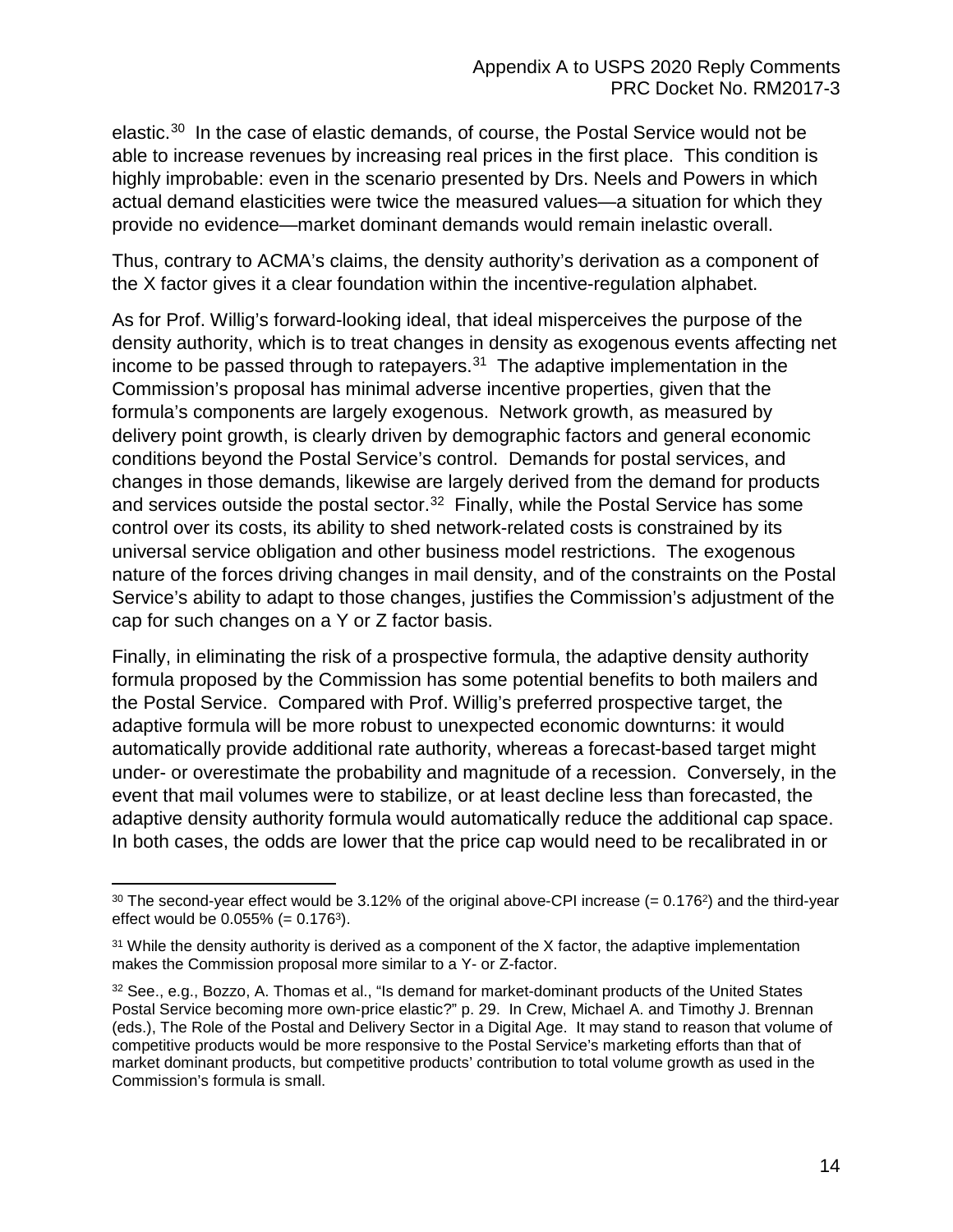elastic.[30] In the case of elastic demands, of course, the Postal Service would not be able to increase revenues by increasing real prices in the first place. This condition is highly improbable: even in the scenario presented by Drs. Neels and Powers in which actual demand elasticities were twice the measured values—a situation for which they provide no evidence—market dominant demands would remain inelastic overall.

Thus, contrary to ACMA's claims, the density authority's derivation as a component of the X factor gives it a clear foundation within the incentive-regulation alphabet.

As for Prof. Willig's forward-looking ideal, that ideal misperceives the purpose of the density authority, which is to treat changes in density as exogenous events affecting net income to be passed through to ratepayers.[31] The adaptive implementation in the Commission's proposal has minimal adverse incentive properties, given that the formula's components are largely exogenous. Network growth, as measured by delivery point growth, is clearly driven by demographic factors and general economic conditions beyond the Postal Service's control. Demands for postal services, and changes in those demands, likewise are largely derived from the demand for products and services outside the postal sector.[32] Finally, while the Postal Service has some control over its costs, its ability to shed network-related costs is constrained by its universal service obligation and other business model restrictions. The exogenous nature of the forces driving changes in mail density, and of the constraints on the Postal Service's ability to adapt to those changes, justifies the Commission's adjustment of the cap for such changes on a Y or Z factor basis.

Finally, in eliminating the risk of a prospective formula, the adaptive density authority formula proposed by the Commission has some potential benefits to both mailers and the Postal Service. Compared with Prof. Willig's preferred prospective target, the adaptive formula will be more robust to unexpected economic downturns: it would automatically provide additional rate authority, whereas a forecast-based target might under- or overestimate the probability and magnitude of a recession. Conversely, in the event that mail volumes were to stabilize, or at least decline less than forecasted, the adaptive density authority formula would automatically reduce the additional cap space. In both cases, the odds are lower that the price cap would need to be recalibrated in or

---

[30] The second-year effect would be 3.12% of the original above-CPI increase (= $0.176^2$) and the third-year effect would be 0.055% (= $0.176^3$).

[31] While the density authority is derived as a component of the X factor, the adaptive implementation makes the Commission proposal more similar to a Y- or Z-factor.

[32] See., e.g., Bozzo, A. Thomas et al., "Is demand for market-dominant products of the United States Postal Service becoming more own-price elastic?" p. 29. In Crew, Michael A. and Timothy J. Brennan (eds.), The Role of the Postal and Delivery Sector in a Digital Age. It may stand to reason that volume of competitive products would be more responsive to the Postal Service's marketing efforts than that of market dominant products, but competitive products' contribution to total volume growth as used in the Commission's formula is small.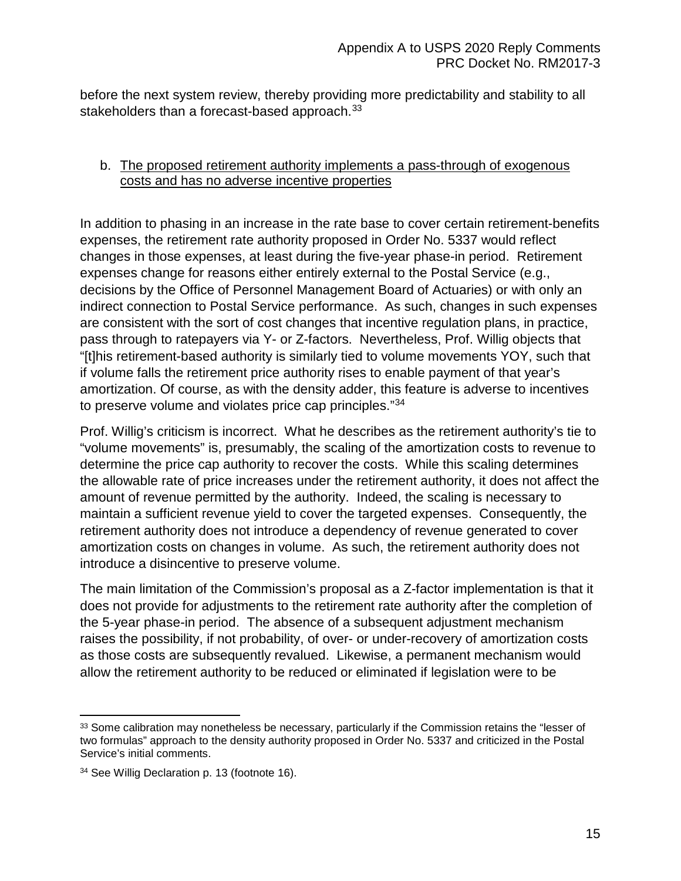before the next system review, thereby providing more predictability and stability to all stakeholders than a forecast-based approach.[33]

b. The proposed retirement authority implements a pass-through of exogenous costs and has no adverse incentive properties

In addition to phasing in an increase in the rate base to cover certain retirement-benefits expenses, the retirement rate authority proposed in Order No. 5337 would reflect changes in those expenses, at least during the five-year phase-in period. Retirement expenses change for reasons either entirely external to the Postal Service (e.g., decisions by the Office of Personnel Management Board of Actuaries) or with only an indirect connection to Postal Service performance. As such, changes in such expenses are consistent with the sort of cost changes that incentive regulation plans, in practice, pass through to ratepayers via Y- or Z-factors. Nevertheless, Prof. Willig objects that "[t]his retirement-based authority is similarly tied to volume movements YOY, such that if volume falls the retirement price authority rises to enable payment of that year's amortization. Of course, as with the density adder, this feature is adverse to incentives to preserve volume and violates price cap principles."[34]

Prof. Willig's criticism is incorrect. What he describes as the retirement authority's tie to "volume movements" is, presumably, the scaling of the amortization costs to revenue to determine the price cap authority to recover the costs. While this scaling determines the allowable rate of price increases under the retirement authority, it does not affect the amount of revenue permitted by the authority. Indeed, the scaling is necessary to maintain a sufficient revenue yield to cover the targeted expenses. Consequently, the retirement authority does not introduce a dependency of revenue generated to cover amortization costs on changes in volume. As such, the retirement authority does not introduce a disincentive to preserve volume.

The main limitation of the Commission's proposal as a Z-factor implementation is that it does not provide for adjustments to the retirement rate authority after the completion of the 5-year phase-in period. The absence of a subsequent adjustment mechanism raises the possibility, if not probability, of over- or under-recovery of amortization costs as those costs are subsequently revalued. Likewise, a permanent mechanism would allow the retirement authority to be reduced or eliminated if legislation were to be

[33] Some calibration may nonetheless be necessary, particularly if the Commission retains the "lesser of two formulas" approach to the density authority proposed in Order No. 5337 and criticized in the Postal Service's initial comments.

[34] See Willig Declaration p. 13 (footnote 16).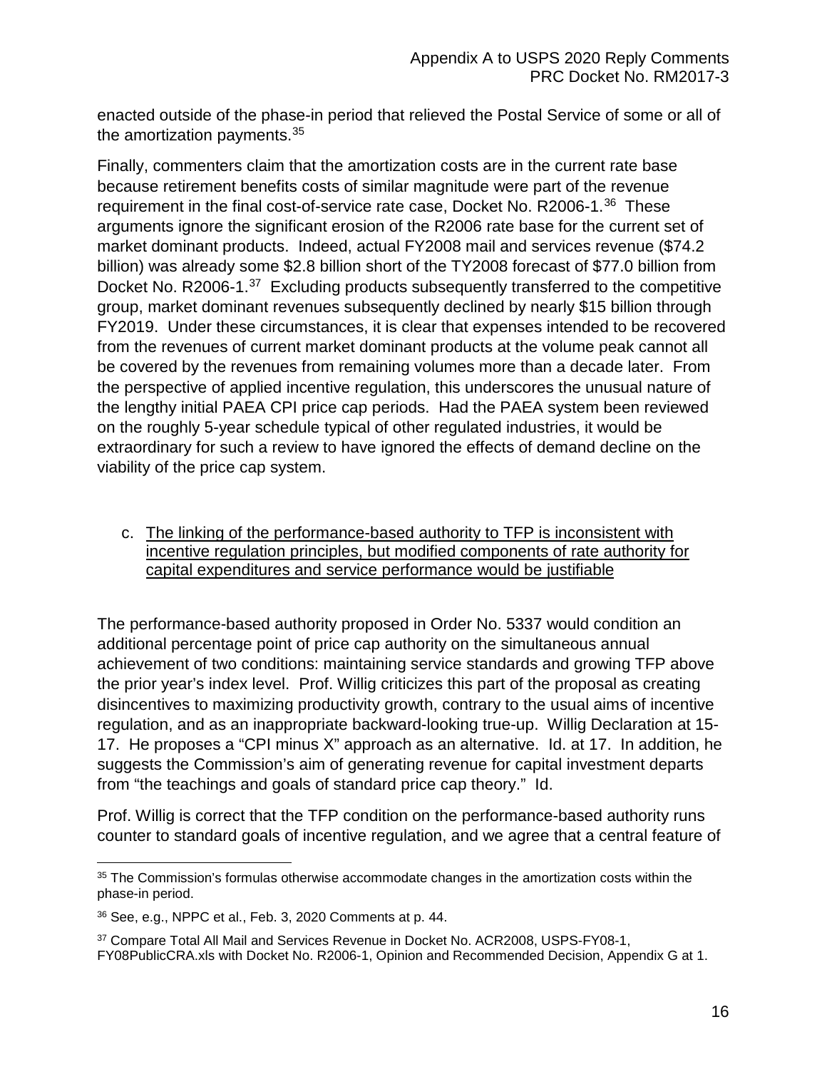enacted outside of the phase-in period that relieved the Postal Service of some or all of the amortization payments.[35]

Finally, commenters claim that the amortization costs are in the current rate base because retirement benefits costs of similar magnitude were part of the revenue requirement in the final cost-of-service rate case, Docket No. R2006-1.[36] These arguments ignore the significant erosion of the R2006 rate base for the current set of market dominant products. Indeed, actual FY2008 mail and services revenue ($74.2 billion) was already some $2.8 billion short of the TY2008 forecast of $77.0 billion from Docket No. R2006-1.[37] Excluding products subsequently transferred to the competitive group, market dominant revenues subsequently declined by nearly $15 billion through FY2019. Under these circumstances, it is clear that expenses intended to be recovered from the revenues of current market dominant products at the volume peak cannot all be covered by the revenues from remaining volumes more than a decade later. From the perspective of applied incentive regulation, this underscores the unusual nature of the lengthy initial PAEA CPI price cap periods. Had the PAEA system been reviewed on the roughly 5-year schedule typical of other regulated industries, it would be extraordinary for such a review to have ignored the effects of demand decline on the viability of the price cap system.

c. <u>The linking of the performance-based authority to TFP is inconsistent with incentive regulation principles, but modified components of rate authority for capital expenditures and service performance would be justifiable</u>

The performance-based authority proposed in Order No. 5337 would condition an additional percentage point of price cap authority on the simultaneous annual achievement of two conditions: maintaining service standards and growing TFP above the prior year's index level. Prof. Willig criticizes this part of the proposal as creating disincentives to maximizing productivity growth, contrary to the usual aims of incentive regulation, and as an inappropriate backward-looking true-up. Willig Declaration at 15-17. He proposes a "CPI minus X" approach as an alternative. Id. at 17. In addition, he suggests the Commission's aim of generating revenue for capital investment departs from "the teachings and goals of standard price cap theory." Id.

Prof. Willig is correct that the TFP condition on the performance-based authority runs counter to standard goals of incentive regulation, and we agree that a central feature of

---

[35] The Commission's formulas otherwise accommodate changes in the amortization costs within the phase-in period.

[36] See, e.g., NPPC et al., Feb. 3, 2020 Comments at p. 44.

[37] Compare Total All Mail and Services Revenue in Docket No. ACR2008, USPS-FY08-1, FY08PublicCRA.xls with Docket No. R2006-1, Opinion and Recommended Decision, Appendix G at 1.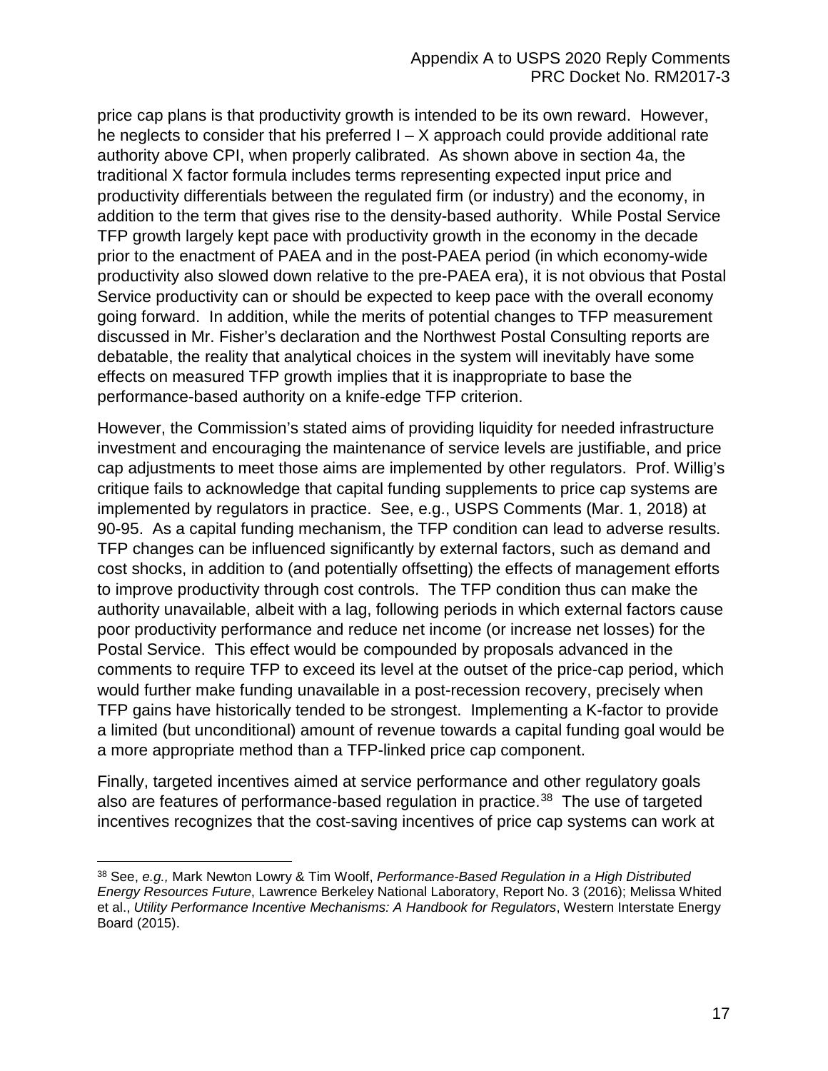price cap plans is that productivity growth is intended to be its own reward. However, he neglects to consider that his preferred I – X approach could provide additional rate authority above CPI, when properly calibrated. As shown above in section 4a, the traditional X factor formula includes terms representing expected input price and productivity differentials between the regulated firm (or industry) and the economy, in addition to the term that gives rise to the density-based authority. While Postal Service TFP growth largely kept pace with productivity growth in the economy in the decade prior to the enactment of PAEA and in the post-PAEA period (in which economy-wide productivity also slowed down relative to the pre-PAEA era), it is not obvious that Postal Service productivity can or should be expected to keep pace with the overall economy going forward. In addition, while the merits of potential changes to TFP measurement discussed in Mr. Fisher's declaration and the Northwest Postal Consulting reports are debatable, the reality that analytical choices in the system will inevitably have some effects on measured TFP growth implies that it is inappropriate to base the performance-based authority on a knife-edge TFP criterion.

However, the Commission's stated aims of providing liquidity for needed infrastructure investment and encouraging the maintenance of service levels are justifiable, and price cap adjustments to meet those aims are implemented by other regulators. Prof. Willig's critique fails to acknowledge that capital funding supplements to price cap systems are implemented by regulators in practice. See, e.g., USPS Comments (Mar. 1, 2018) at 90-95. As a capital funding mechanism, the TFP condition can lead to adverse results. TFP changes can be influenced significantly by external factors, such as demand and cost shocks, in addition to (and potentially offsetting) the effects of management efforts to improve productivity through cost controls. The TFP condition thus can make the authority unavailable, albeit with a lag, following periods in which external factors cause poor productivity performance and reduce net income (or increase net losses) for the Postal Service. This effect would be compounded by proposals advanced in the comments to require TFP to exceed its level at the outset of the price-cap period, which would further make funding unavailable in a post-recession recovery, precisely when TFP gains have historically tended to be strongest. Implementing a K-factor to provide a limited (but unconditional) amount of revenue towards a capital funding goal would be a more appropriate method than a TFP-linked price cap component.

Finally, targeted incentives aimed at service performance and other regulatory goals also are features of performance-based regulation in practice.[38] The use of targeted incentives recognizes that the cost-saving incentives of price cap systems can work at

---

[38] See, *e.g.,* Mark Newton Lowry & Tim Woolf, *Performance-Based Regulation in a High Distributed Energy Resources Future*, Lawrence Berkeley National Laboratory, Report No. 3 (2016); Melissa Whited et al., *Utility Performance Incentive Mechanisms: A Handbook for Regulators*, Western Interstate Energy Board (2015).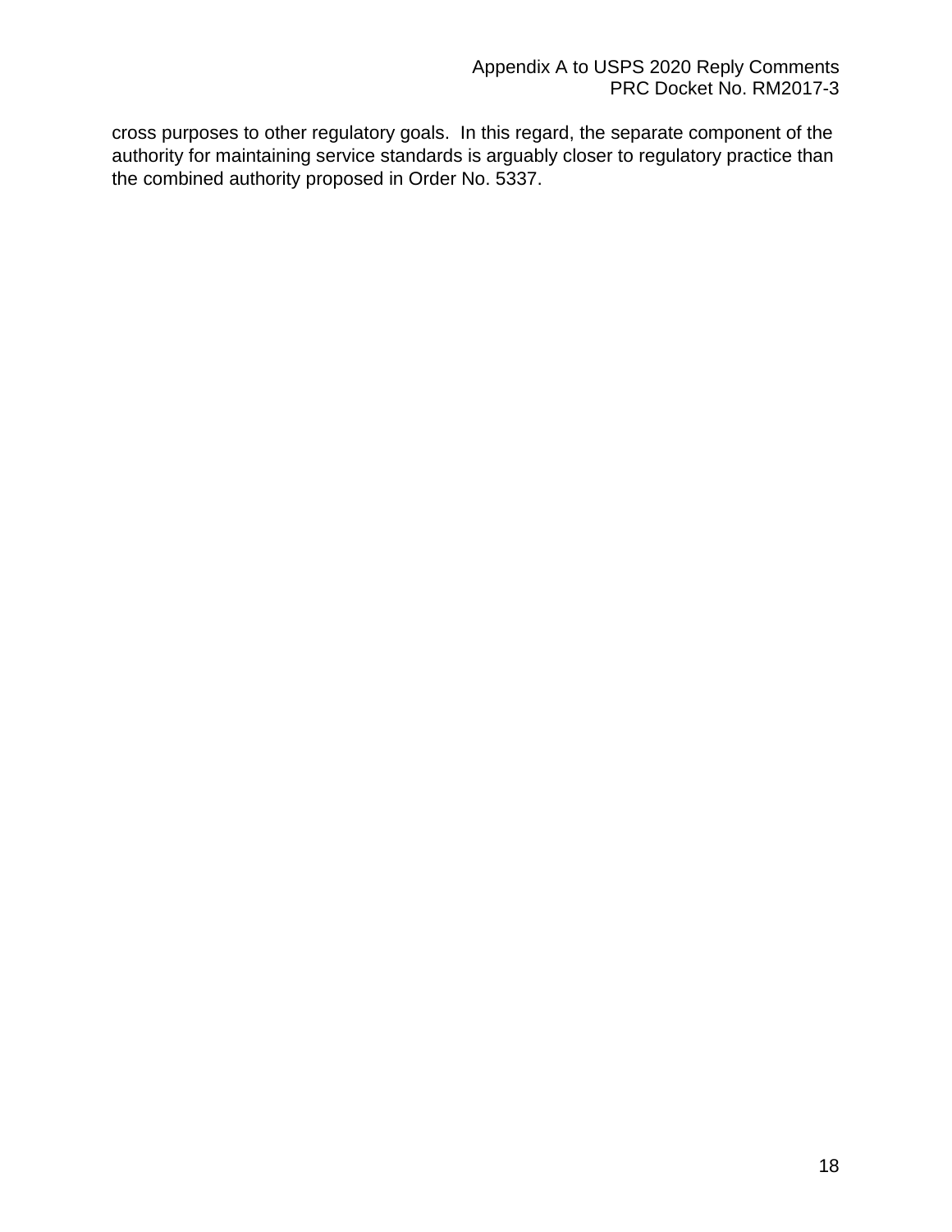cross purposes to other regulatory goals. In this regard, the separate component of the authority for maintaining service standards is arguably closer to regulatory practice than the combined authority proposed in Order No. 5337.